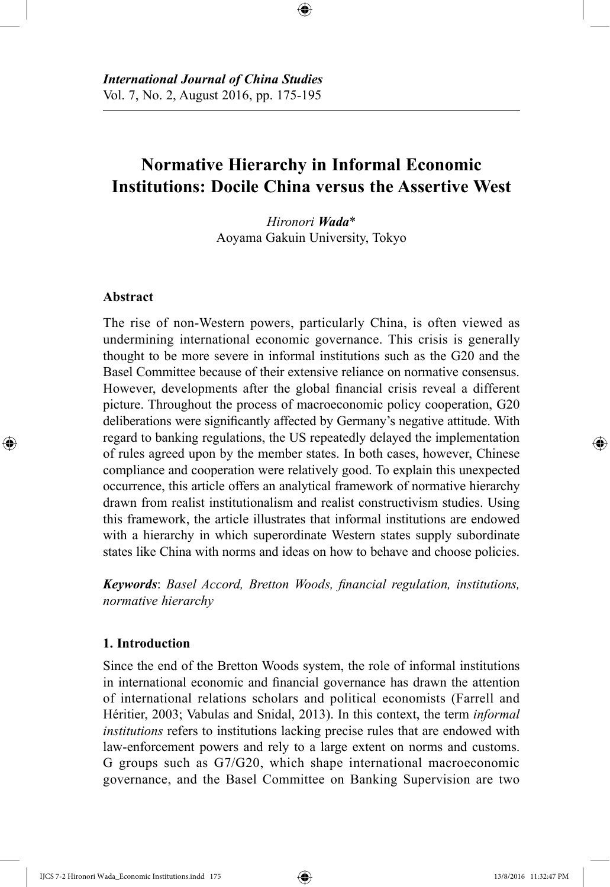*International Journal of China Studies*
Vol. 7, No. 2, August 2016, pp. 175-195

# Normative Hierarchy in Informal Economic Institutions: Docile China versus the Assertive West

*Hironori **Wada***\*
Aoyama Gakuin University, Tokyo

### Abstract

The rise of non-Western powers, particularly China, is often viewed as undermining international economic governance. This crisis is generally thought to be more severe in informal institutions such as the G20 and the Basel Committee because of their extensive reliance on normative consensus. However, developments after the global financial crisis reveal a different picture. Throughout the process of macroeconomic policy cooperation, G20 deliberations were significantly affected by Germany's negative attitude. With regard to banking regulations, the US repeatedly delayed the implementation of rules agreed upon by the member states. In both cases, however, Chinese compliance and cooperation were relatively good. To explain this unexpected occurrence, this article offers an analytical framework of normative hierarchy drawn from realist institutionalism and realist constructivism studies. Using this framework, the article illustrates that informal institutions are endowed with a hierarchy in which superordinate Western states supply subordinate states like China with norms and ideas on how to behave and choose policies.

***Keywords***: *Basel Accord, Bretton Woods, financial regulation, institutions, normative hierarchy*

## 1. Introduction

Since the end of the Bretton Woods system, the role of informal institutions in international economic and financial governance has drawn the attention of international relations scholars and political economists (Farrell and Héritier, 2003; Vabulas and Snidal, 2013). In this context, the term *informal institutions* refers to institutions lacking precise rules that are endowed with law-enforcement powers and rely to a large extent on norms and customs. G groups such as G7/G20, which shape international macroeconomic governance, and the Basel Committee on Banking Supervision are two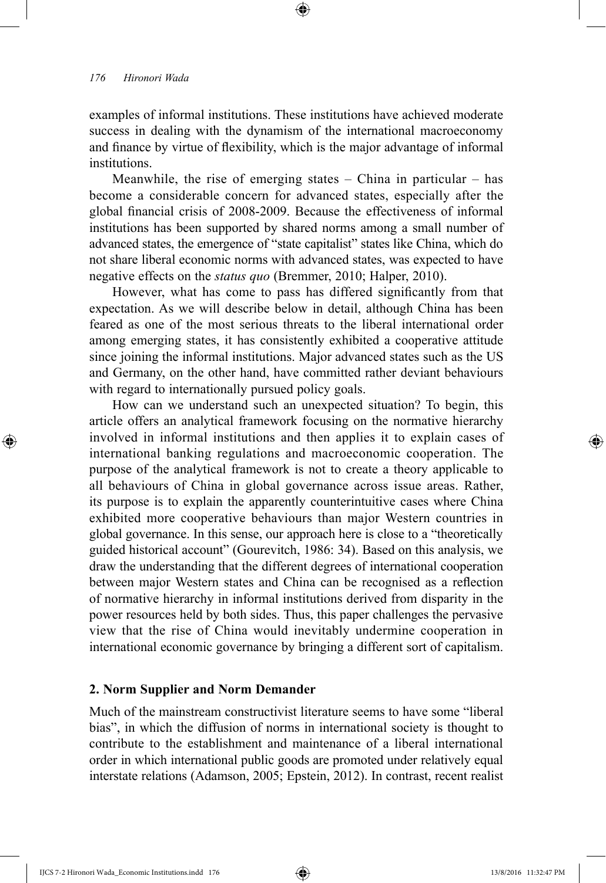examples of informal institutions. These institutions have achieved moderate success in dealing with the dynamism of the international macroeconomy and finance by virtue of flexibility, which is the major advantage of informal institutions.

Meanwhile, the rise of emerging states – China in particular – has become a considerable concern for advanced states, especially after the global financial crisis of 2008-2009. Because the effectiveness of informal institutions has been supported by shared norms among a small number of advanced states, the emergence of "state capitalist" states like China, which do not share liberal economic norms with advanced states, was expected to have negative effects on the *status quo* (Bremmer, 2010; Halper, 2010).

However, what has come to pass has differed significantly from that expectation. As we will describe below in detail, although China has been feared as one of the most serious threats to the liberal international order among emerging states, it has consistently exhibited a cooperative attitude since joining the informal institutions. Major advanced states such as the US and Germany, on the other hand, have committed rather deviant behaviours with regard to internationally pursued policy goals.

How can we understand such an unexpected situation? To begin, this article offers an analytical framework focusing on the normative hierarchy involved in informal institutions and then applies it to explain cases of international banking regulations and macroeconomic cooperation. The purpose of the analytical framework is not to create a theory applicable to all behaviours of China in global governance across issue areas. Rather, its purpose is to explain the apparently counterintuitive cases where China exhibited more cooperative behaviours than major Western countries in global governance. In this sense, our approach here is close to a "theoretically guided historical account" (Gourevitch, 1986: 34). Based on this analysis, we draw the understanding that the different degrees of international cooperation between major Western states and China can be recognised as a reflection of normative hierarchy in informal institutions derived from disparity in the power resources held by both sides. Thus, this paper challenges the pervasive view that the rise of China would inevitably undermine cooperation in international economic governance by bringing a different sort of capitalism.

## 2. Norm Supplier and Norm Demander

Much of the mainstream constructivist literature seems to have some "liberal bias", in which the diffusion of norms in international society is thought to contribute to the establishment and maintenance of a liberal international order in which international public goods are promoted under relatively equal interstate relations (Adamson, 2005; Epstein, 2012). In contrast, recent realist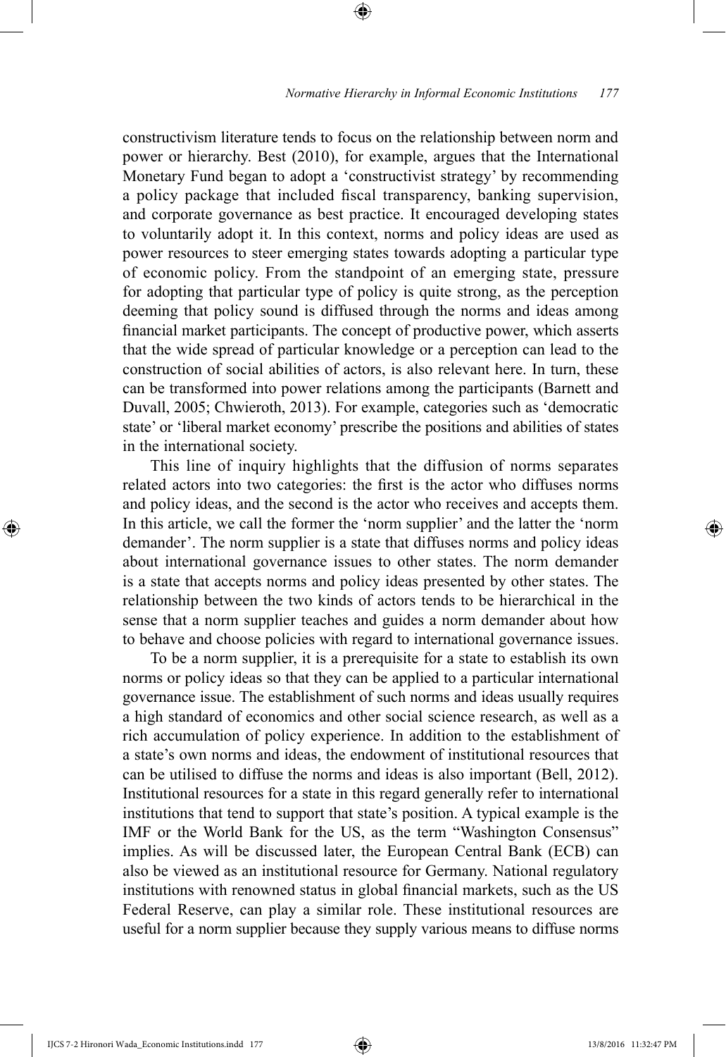constructivism literature tends to focus on the relationship between norm and power or hierarchy. Best (2010), for example, argues that the International Monetary Fund began to adopt a 'constructivist strategy' by recommending a policy package that included fiscal transparency, banking supervision, and corporate governance as best practice. It encouraged developing states to voluntarily adopt it. In this context, norms and policy ideas are used as power resources to steer emerging states towards adopting a particular type of economic policy. From the standpoint of an emerging state, pressure for adopting that particular type of policy is quite strong, as the perception deeming that policy sound is diffused through the norms and ideas among financial market participants. The concept of productive power, which asserts that the wide spread of particular knowledge or a perception can lead to the construction of social abilities of actors, is also relevant here. In turn, these can be transformed into power relations among the participants (Barnett and Duvall, 2005; Chwieroth, 2013). For example, categories such as 'democratic state' or 'liberal market economy' prescribe the positions and abilities of states in the international society.

This line of inquiry highlights that the diffusion of norms separates related actors into two categories: the first is the actor who diffuses norms and policy ideas, and the second is the actor who receives and accepts them. In this article, we call the former the 'norm supplier' and the latter the 'norm demander'. The norm supplier is a state that diffuses norms and policy ideas about international governance issues to other states. The norm demander is a state that accepts norms and policy ideas presented by other states. The relationship between the two kinds of actors tends to be hierarchical in the sense that a norm supplier teaches and guides a norm demander about how to behave and choose policies with regard to international governance issues.

To be a norm supplier, it is a prerequisite for a state to establish its own norms or policy ideas so that they can be applied to a particular international governance issue. The establishment of such norms and ideas usually requires a high standard of economics and other social science research, as well as a rich accumulation of policy experience. In addition to the establishment of a state's own norms and ideas, the endowment of institutional resources that can be utilised to diffuse the norms and ideas is also important (Bell, 2012). Institutional resources for a state in this regard generally refer to international institutions that tend to support that state's position. A typical example is the IMF or the World Bank for the US, as the term "Washington Consensus" implies. As will be discussed later, the European Central Bank (ECB) can also be viewed as an institutional resource for Germany. National regulatory institutions with renowned status in global financial markets, such as the US Federal Reserve, can play a similar role. These institutional resources are useful for a norm supplier because they supply various means to diffuse norms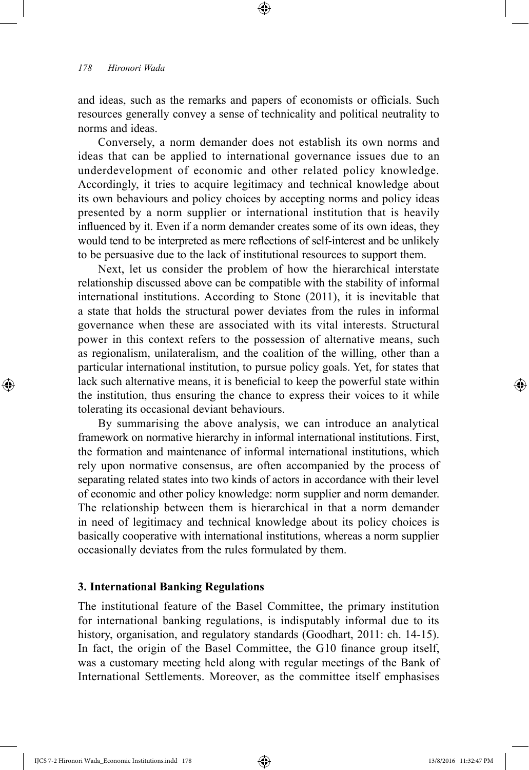and ideas, such as the remarks and papers of economists or officials. Such resources generally convey a sense of technicality and political neutrality to norms and ideas.

Conversely, a norm demander does not establish its own norms and ideas that can be applied to international governance issues due to an underdevelopment of economic and other related policy knowledge. Accordingly, it tries to acquire legitimacy and technical knowledge about its own behaviours and policy choices by accepting norms and policy ideas presented by a norm supplier or international institution that is heavily influenced by it. Even if a norm demander creates some of its own ideas, they would tend to be interpreted as mere reflections of self-interest and be unlikely to be persuasive due to the lack of institutional resources to support them.

Next, let us consider the problem of how the hierarchical interstate relationship discussed above can be compatible with the stability of informal international institutions. According to Stone (2011), it is inevitable that a state that holds the structural power deviates from the rules in informal governance when these are associated with its vital interests. Structural power in this context refers to the possession of alternative means, such as regionalism, unilateralism, and the coalition of the willing, other than a particular international institution, to pursue policy goals. Yet, for states that lack such alternative means, it is beneficial to keep the powerful state within the institution, thus ensuring the chance to express their voices to it while tolerating its occasional deviant behaviours.

By summarising the above analysis, we can introduce an analytical framework on normative hierarchy in informal international institutions. First, the formation and maintenance of informal international institutions, which rely upon normative consensus, are often accompanied by the process of separating related states into two kinds of actors in accordance with their level of economic and other policy knowledge: norm supplier and norm demander. The relationship between them is hierarchical in that a norm demander in need of legitimacy and technical knowledge about its policy choices is basically cooperative with international institutions, whereas a norm supplier occasionally deviates from the rules formulated by them.

## 3. International Banking Regulations

The institutional feature of the Basel Committee, the primary institution for international banking regulations, is indisputably informal due to its history, organisation, and regulatory standards (Goodhart, 2011: ch. 14-15). In fact, the origin of the Basel Committee, the G10 finance group itself, was a customary meeting held along with regular meetings of the Bank of International Settlements. Moreover, as the committee itself emphasises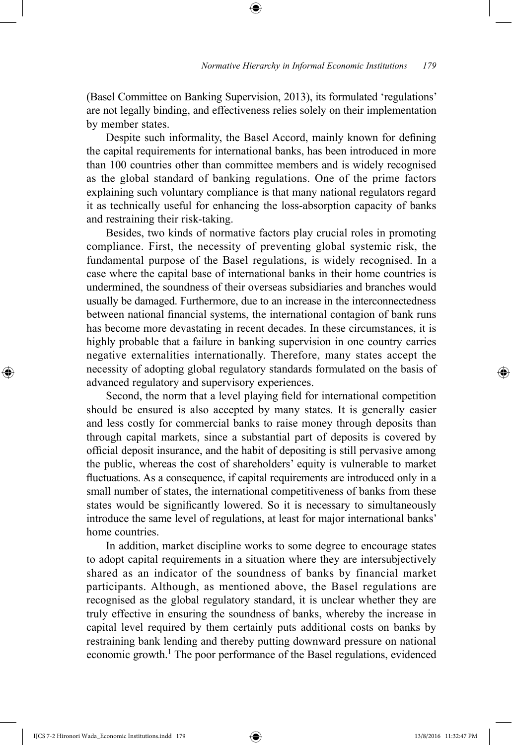(Basel Committee on Banking Supervision, 2013), its formulated 'regulations' are not legally binding, and effectiveness relies solely on their implementation by member states.

Despite such informality, the Basel Accord, mainly known for defining the capital requirements for international banks, has been introduced in more than 100 countries other than committee members and is widely recognised as the global standard of banking regulations. One of the prime factors explaining such voluntary compliance is that many national regulators regard it as technically useful for enhancing the loss-absorption capacity of banks and restraining their risk-taking.

Besides, two kinds of normative factors play crucial roles in promoting compliance. First, the necessity of preventing global systemic risk, the fundamental purpose of the Basel regulations, is widely recognised. In a case where the capital base of international banks in their home countries is undermined, the soundness of their overseas subsidiaries and branches would usually be damaged. Furthermore, due to an increase in the interconnectedness between national financial systems, the international contagion of bank runs has become more devastating in recent decades. In these circumstances, it is highly probable that a failure in banking supervision in one country carries negative externalities internationally. Therefore, many states accept the necessity of adopting global regulatory standards formulated on the basis of advanced regulatory and supervisory experiences.

Second, the norm that a level playing field for international competition should be ensured is also accepted by many states. It is generally easier and less costly for commercial banks to raise money through deposits than through capital markets, since a substantial part of deposits is covered by official deposit insurance, and the habit of depositing is still pervasive among the public, whereas the cost of shareholders' equity is vulnerable to market fluctuations. As a consequence, if capital requirements are introduced only in a small number of states, the international competitiveness of banks from these states would be significantly lowered. So it is necessary to simultaneously introduce the same level of regulations, at least for major international banks' home countries.

In addition, market discipline works to some degree to encourage states to adopt capital requirements in a situation where they are intersubjectively shared as an indicator of the soundness of banks by financial market participants. Although, as mentioned above, the Basel regulations are recognised as the global regulatory standard, it is unclear whether they are truly effective in ensuring the soundness of banks, whereby the increase in capital level required by them certainly puts additional costs on banks by restraining bank lending and thereby putting downward pressure on national economic growth.[1] The poor performance of the Basel regulations, evidenced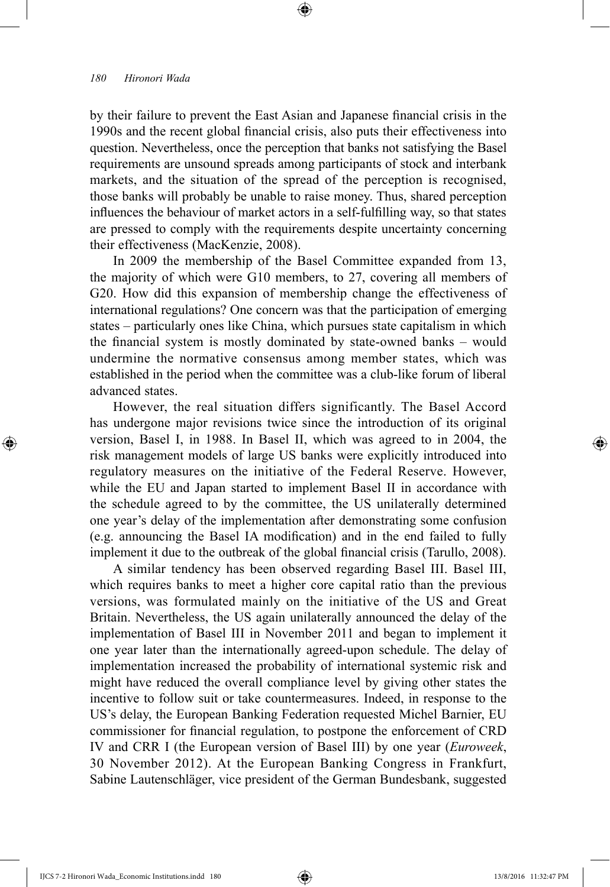by their failure to prevent the East Asian and Japanese financial crisis in the 1990s and the recent global financial crisis, also puts their effectiveness into question. Nevertheless, once the perception that banks not satisfying the Basel requirements are unsound spreads among participants of stock and interbank markets, and the situation of the spread of the perception is recognised, those banks will probably be unable to raise money. Thus, shared perception influences the behaviour of market actors in a self-fulfilling way, so that states are pressed to comply with the requirements despite uncertainty concerning their effectiveness (MacKenzie, 2008).

In 2009 the membership of the Basel Committee expanded from 13, the majority of which were G10 members, to 27, covering all members of G20. How did this expansion of membership change the effectiveness of international regulations? One concern was that the participation of emerging states – particularly ones like China, which pursues state capitalism in which the financial system is mostly dominated by state-owned banks – would undermine the normative consensus among member states, which was established in the period when the committee was a club-like forum of liberal advanced states.

However, the real situation differs significantly. The Basel Accord has undergone major revisions twice since the introduction of its original version, Basel I, in 1988. In Basel II, which was agreed to in 2004, the risk management models of large US banks were explicitly introduced into regulatory measures on the initiative of the Federal Reserve. However, while the EU and Japan started to implement Basel II in accordance with the schedule agreed to by the committee, the US unilaterally determined one year's delay of the implementation after demonstrating some confusion (e.g. announcing the Basel IA modification) and in the end failed to fully implement it due to the outbreak of the global financial crisis (Tarullo, 2008).

A similar tendency has been observed regarding Basel III. Basel III, which requires banks to meet a higher core capital ratio than the previous versions, was formulated mainly on the initiative of the US and Great Britain. Nevertheless, the US again unilaterally announced the delay of the implementation of Basel III in November 2011 and began to implement it one year later than the internationally agreed-upon schedule. The delay of implementation increased the probability of international systemic risk and might have reduced the overall compliance level by giving other states the incentive to follow suit or take countermeasures. Indeed, in response to the US's delay, the European Banking Federation requested Michel Barnier, EU commissioner for financial regulation, to postpone the enforcement of CRD IV and CRR I (the European version of Basel III) by one year (*Euroweek*, 30 November 2012). At the European Banking Congress in Frankfurt, Sabine Lautenschläger, vice president of the German Bundesbank, suggested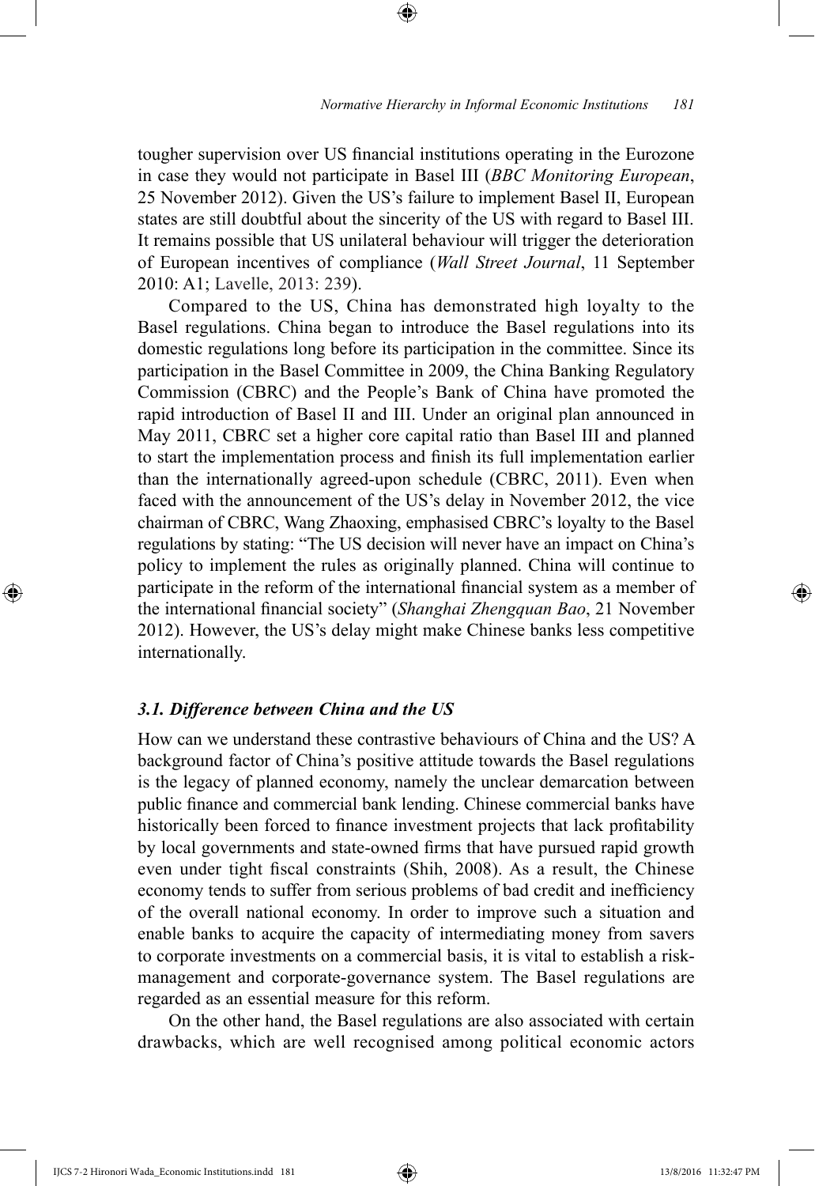tougher supervision over US financial institutions operating in the Eurozone in case they would not participate in Basel III (*BBC Monitoring European*, 25 November 2012). Given the US's failure to implement Basel II, European states are still doubtful about the sincerity of the US with regard to Basel III. It remains possible that US unilateral behaviour will trigger the deterioration of European incentives of compliance (*Wall Street Journal*, 11 September 2010: A1; Lavelle, 2013: 239).

Compared to the US, China has demonstrated high loyalty to the Basel regulations. China began to introduce the Basel regulations into its domestic regulations long before its participation in the committee. Since its participation in the Basel Committee in 2009, the China Banking Regulatory Commission (CBRC) and the People's Bank of China have promoted the rapid introduction of Basel II and III. Under an original plan announced in May 2011, CBRC set a higher core capital ratio than Basel III and planned to start the implementation process and finish its full implementation earlier than the internationally agreed-upon schedule (CBRC, 2011). Even when faced with the announcement of the US's delay in November 2012, the vice chairman of CBRC, Wang Zhaoxing, emphasised CBRC's loyalty to the Basel regulations by stating: "The US decision will never have an impact on China's policy to implement the rules as originally planned. China will continue to participate in the reform of the international financial system as a member of the international financial society" (*Shanghai Zhengquan Bao*, 21 November 2012). However, the US's delay might make Chinese banks less competitive internationally.

### *3.1. Difference between China and the US*

How can we understand these contrastive behaviours of China and the US? A background factor of China's positive attitude towards the Basel regulations is the legacy of planned economy, namely the unclear demarcation between public finance and commercial bank lending. Chinese commercial banks have historically been forced to finance investment projects that lack profitability by local governments and state-owned firms that have pursued rapid growth even under tight fiscal constraints (Shih, 2008). As a result, the Chinese economy tends to suffer from serious problems of bad credit and inefficiency of the overall national economy. In order to improve such a situation and enable banks to acquire the capacity of intermediating money from savers to corporate investments on a commercial basis, it is vital to establish a risk-management and corporate-governance system. The Basel regulations are regarded as an essential measure for this reform.

On the other hand, the Basel regulations are also associated with certain drawbacks, which are well recognised among political economic actors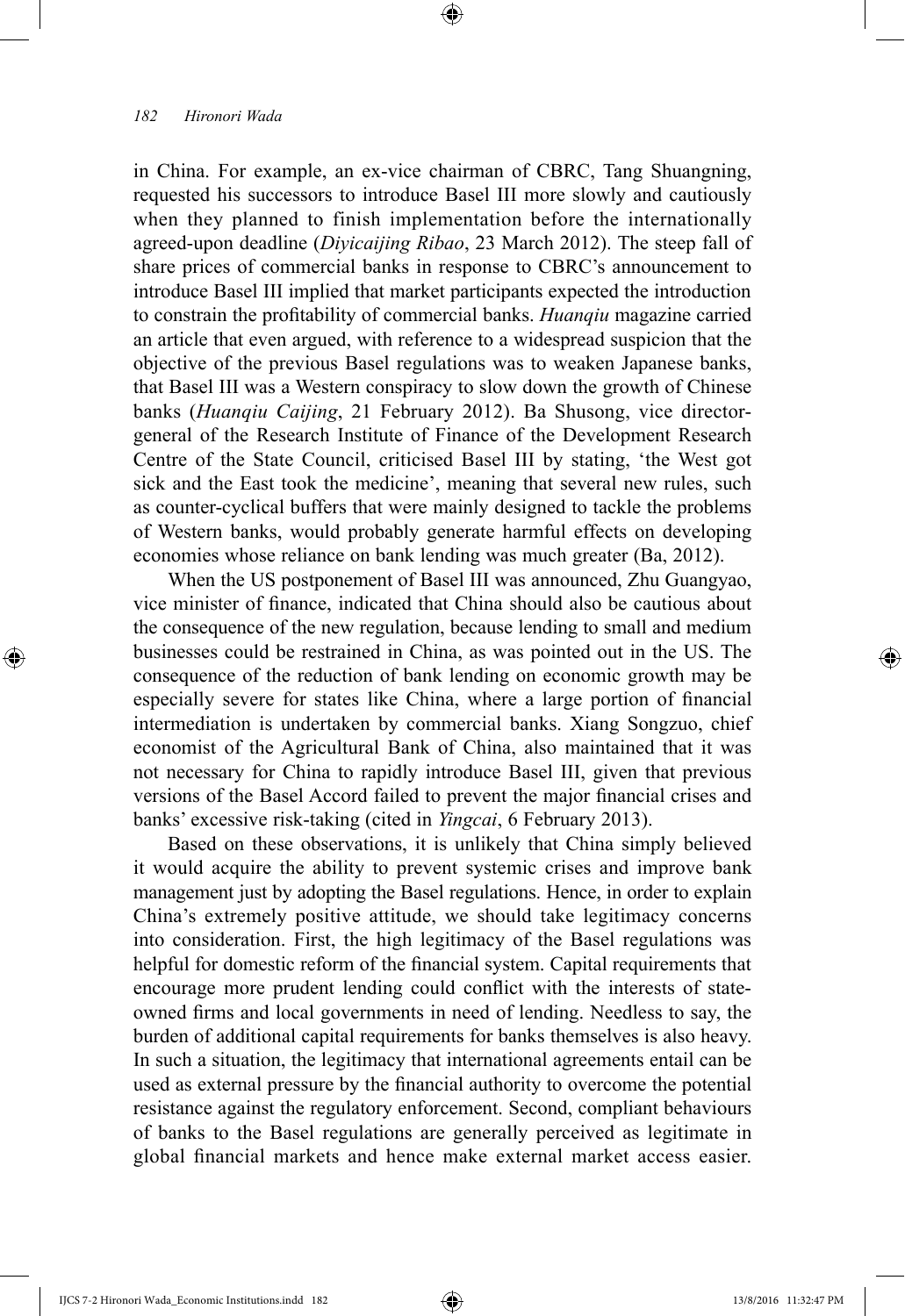in China. For example, an ex-vice chairman of CBRC, Tang Shuangning, requested his successors to introduce Basel III more slowly and cautiously when they planned to finish implementation before the internationally agreed-upon deadline (*Diyicaijing Ribao*, 23 March 2012). The steep fall of share prices of commercial banks in response to CBRC's announcement to introduce Basel III implied that market participants expected the introduction to constrain the profitability of commercial banks. *Huanqiu* magazine carried an article that even argued, with reference to a widespread suspicion that the objective of the previous Basel regulations was to weaken Japanese banks, that Basel III was a Western conspiracy to slow down the growth of Chinese banks (*Huanqiu Caijing*, 21 February 2012). Ba Shusong, vice director-general of the Research Institute of Finance of the Development Research Centre of the State Council, criticised Basel III by stating, 'the West got sick and the East took the medicine', meaning that several new rules, such as counter-cyclical buffers that were mainly designed to tackle the problems of Western banks, would probably generate harmful effects on developing economies whose reliance on bank lending was much greater (Ba, 2012).

When the US postponement of Basel III was announced, Zhu Guangyao, vice minister of finance, indicated that China should also be cautious about the consequence of the new regulation, because lending to small and medium businesses could be restrained in China, as was pointed out in the US. The consequence of the reduction of bank lending on economic growth may be especially severe for states like China, where a large portion of financial intermediation is undertaken by commercial banks. Xiang Songzuo, chief economist of the Agricultural Bank of China, also maintained that it was not necessary for China to rapidly introduce Basel III, given that previous versions of the Basel Accord failed to prevent the major financial crises and banks' excessive risk-taking (cited in *Yingcai*, 6 February 2013).

Based on these observations, it is unlikely that China simply believed it would acquire the ability to prevent systemic crises and improve bank management just by adopting the Basel regulations. Hence, in order to explain China's extremely positive attitude, we should take legitimacy concerns into consideration. First, the high legitimacy of the Basel regulations was helpful for domestic reform of the financial system. Capital requirements that encourage more prudent lending could conflict with the interests of state-owned firms and local governments in need of lending. Needless to say, the burden of additional capital requirements for banks themselves is also heavy. In such a situation, the legitimacy that international agreements entail can be used as external pressure by the financial authority to overcome the potential resistance against the regulatory enforcement. Second, compliant behaviours of banks to the Basel regulations are generally perceived as legitimate in global financial markets and hence make external market access easier.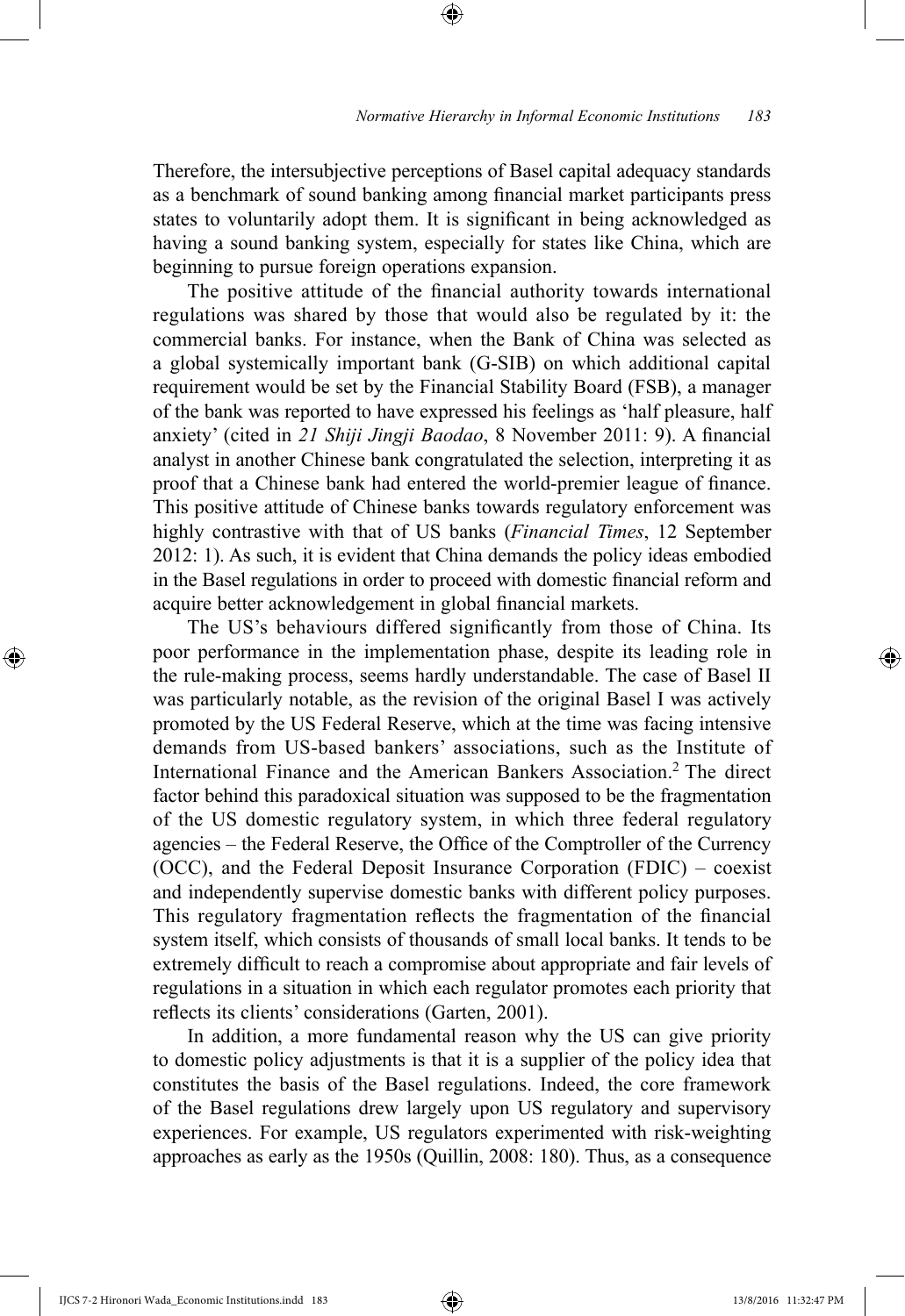Therefore, the intersubjective perceptions of Basel capital adequacy standards as a benchmark of sound banking among financial market participants press states to voluntarily adopt them. It is significant in being acknowledged as having a sound banking system, especially for states like China, which are beginning to pursue foreign operations expansion.

The positive attitude of the financial authority towards international regulations was shared by those that would also be regulated by it: the commercial banks. For instance, when the Bank of China was selected as a global systemically important bank (G-SIB) on which additional capital requirement would be set by the Financial Stability Board (FSB), a manager of the bank was reported to have expressed his feelings as 'half pleasure, half anxiety' (cited in *21 Shiji Jingji Baodao*, 8 November 2011: 9). A financial analyst in another Chinese bank congratulated the selection, interpreting it as proof that a Chinese bank had entered the world-premier league of finance. This positive attitude of Chinese banks towards regulatory enforcement was highly contrastive with that of US banks (*Financial Times*, 12 September 2012: 1). As such, it is evident that China demands the policy ideas embodied in the Basel regulations in order to proceed with domestic financial reform and acquire better acknowledgement in global financial markets.

The US's behaviours differed significantly from those of China. Its poor performance in the implementation phase, despite its leading role in the rule-making process, seems hardly understandable. The case of Basel II was particularly notable, as the revision of the original Basel I was actively promoted by the US Federal Reserve, which at the time was facing intensive demands from US-based bankers' associations, such as the Institute of International Finance and the American Bankers Association.[2] The direct factor behind this paradoxical situation was supposed to be the fragmentation of the US domestic regulatory system, in which three federal regulatory agencies – the Federal Reserve, the Office of the Comptroller of the Currency (OCC), and the Federal Deposit Insurance Corporation (FDIC) – coexist and independently supervise domestic banks with different policy purposes. This regulatory fragmentation reflects the fragmentation of the financial system itself, which consists of thousands of small local banks. It tends to be extremely difficult to reach a compromise about appropriate and fair levels of regulations in a situation in which each regulator promotes each priority that reflects its clients' considerations (Garten, 2001).

In addition, a more fundamental reason why the US can give priority to domestic policy adjustments is that it is a supplier of the policy idea that constitutes the basis of the Basel regulations. Indeed, the core framework of the Basel regulations drew largely upon US regulatory and supervisory experiences. For example, US regulators experimented with risk-weighting approaches as early as the 1950s (Quillin, 2008: 180). Thus, as a consequence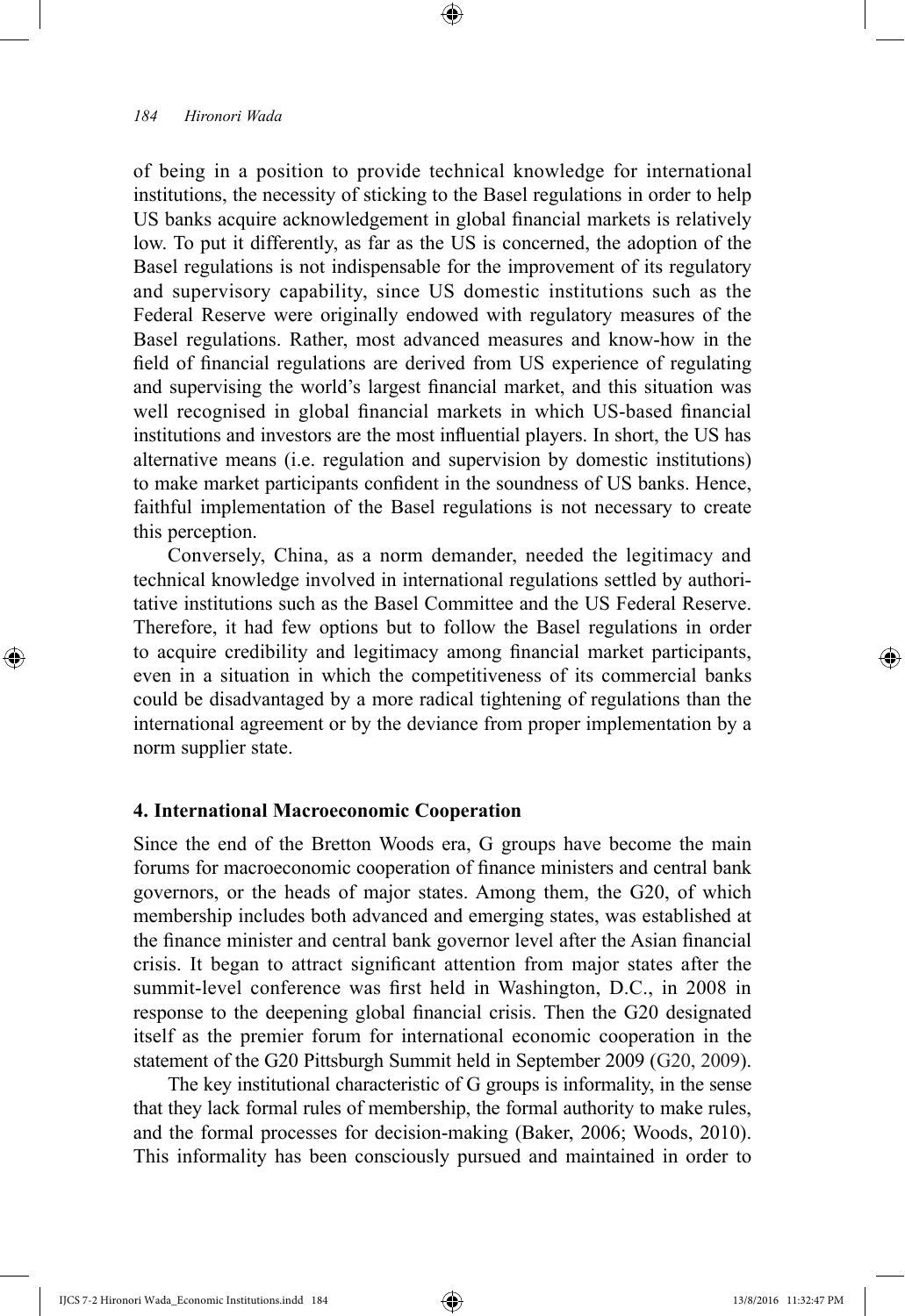of being in a position to provide technical knowledge for international institutions, the necessity of sticking to the Basel regulations in order to help US banks acquire acknowledgement in global financial markets is relatively low. To put it differently, as far as the US is concerned, the adoption of the Basel regulations is not indispensable for the improvement of its regulatory and supervisory capability, since US domestic institutions such as the Federal Reserve were originally endowed with regulatory measures of the Basel regulations. Rather, most advanced measures and know-how in the field of financial regulations are derived from US experience of regulating and supervising the world's largest financial market, and this situation was well recognised in global financial markets in which US-based financial institutions and investors are the most influential players. In short, the US has alternative means (i.e. regulation and supervision by domestic institutions) to make market participants confident in the soundness of US banks. Hence, faithful implementation of the Basel regulations is not necessary to create this perception.

Conversely, China, as a norm demander, needed the legitimacy and technical knowledge involved in international regulations settled by authoritative institutions such as the Basel Committee and the US Federal Reserve. Therefore, it had few options but to follow the Basel regulations in order to acquire credibility and legitimacy among financial market participants, even in a situation in which the competitiveness of its commercial banks could be disadvantaged by a more radical tightening of regulations than the international agreement or by the deviance from proper implementation by a norm supplier state.

## 4. International Macroeconomic Cooperation

Since the end of the Bretton Woods era, G groups have become the main forums for macroeconomic cooperation of finance ministers and central bank governors, or the heads of major states. Among them, the G20, of which membership includes both advanced and emerging states, was established at the finance minister and central bank governor level after the Asian financial crisis. It began to attract significant attention from major states after the summit-level conference was first held in Washington, D.C., in 2008 in response to the deepening global financial crisis. Then the G20 designated itself as the premier forum for international economic cooperation in the statement of the G20 Pittsburgh Summit held in September 2009 (G20, 2009).

The key institutional characteristic of G groups is informality, in the sense that they lack formal rules of membership, the formal authority to make rules, and the formal processes for decision-making (Baker, 2006; Woods, 2010). This informality has been consciously pursued and maintained in order to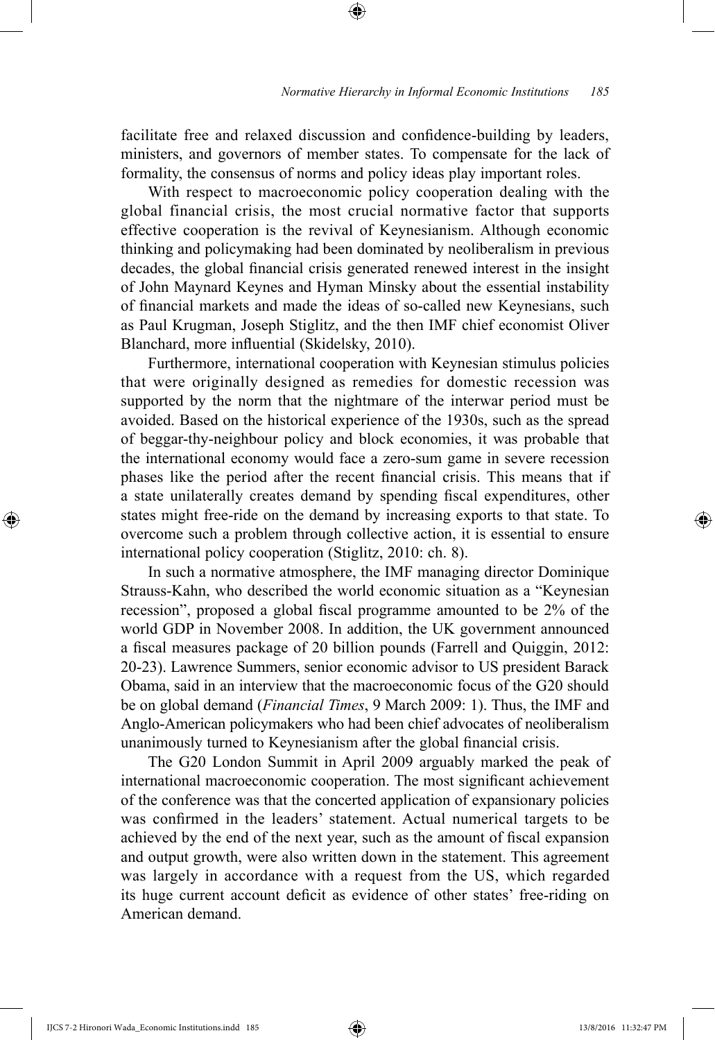facilitate free and relaxed discussion and confidence-building by leaders, ministers, and governors of member states. To compensate for the lack of formality, the consensus of norms and policy ideas play important roles.

With respect to macroeconomic policy cooperation dealing with the global financial crisis, the most crucial normative factor that supports effective cooperation is the revival of Keynesianism. Although economic thinking and policymaking had been dominated by neoliberalism in previous decades, the global financial crisis generated renewed interest in the insight of John Maynard Keynes and Hyman Minsky about the essential instability of financial markets and made the ideas of so-called new Keynesians, such as Paul Krugman, Joseph Stiglitz, and the then IMF chief economist Oliver Blanchard, more influential (Skidelsky, 2010).

Furthermore, international cooperation with Keynesian stimulus policies that were originally designed as remedies for domestic recession was supported by the norm that the nightmare of the interwar period must be avoided. Based on the historical experience of the 1930s, such as the spread of beggar-thy-neighbour policy and block economies, it was probable that the international economy would face a zero-sum game in severe recession phases like the period after the recent financial crisis. This means that if a state unilaterally creates demand by spending fiscal expenditures, other states might free-ride on the demand by increasing exports to that state. To overcome such a problem through collective action, it is essential to ensure international policy cooperation (Stiglitz, 2010: ch. 8).

In such a normative atmosphere, the IMF managing director Dominique Strauss-Kahn, who described the world economic situation as a "Keynesian recession", proposed a global fiscal programme amounted to be 2% of the world GDP in November 2008. In addition, the UK government announced a fiscal measures package of 20 billion pounds (Farrell and Quiggin, 2012: 20-23). Lawrence Summers, senior economic advisor to US president Barack Obama, said in an interview that the macroeconomic focus of the G20 should be on global demand (*Financial Times*, 9 March 2009: 1). Thus, the IMF and Anglo-American policymakers who had been chief advocates of neoliberalism unanimously turned to Keynesianism after the global financial crisis.

The G20 London Summit in April 2009 arguably marked the peak of international macroeconomic cooperation. The most significant achievement of the conference was that the concerted application of expansionary policies was confirmed in the leaders' statement. Actual numerical targets to be achieved by the end of the next year, such as the amount of fiscal expansion and output growth, were also written down in the statement. This agreement was largely in accordance with a request from the US, which regarded its huge current account deficit as evidence of other states' free-riding on American demand.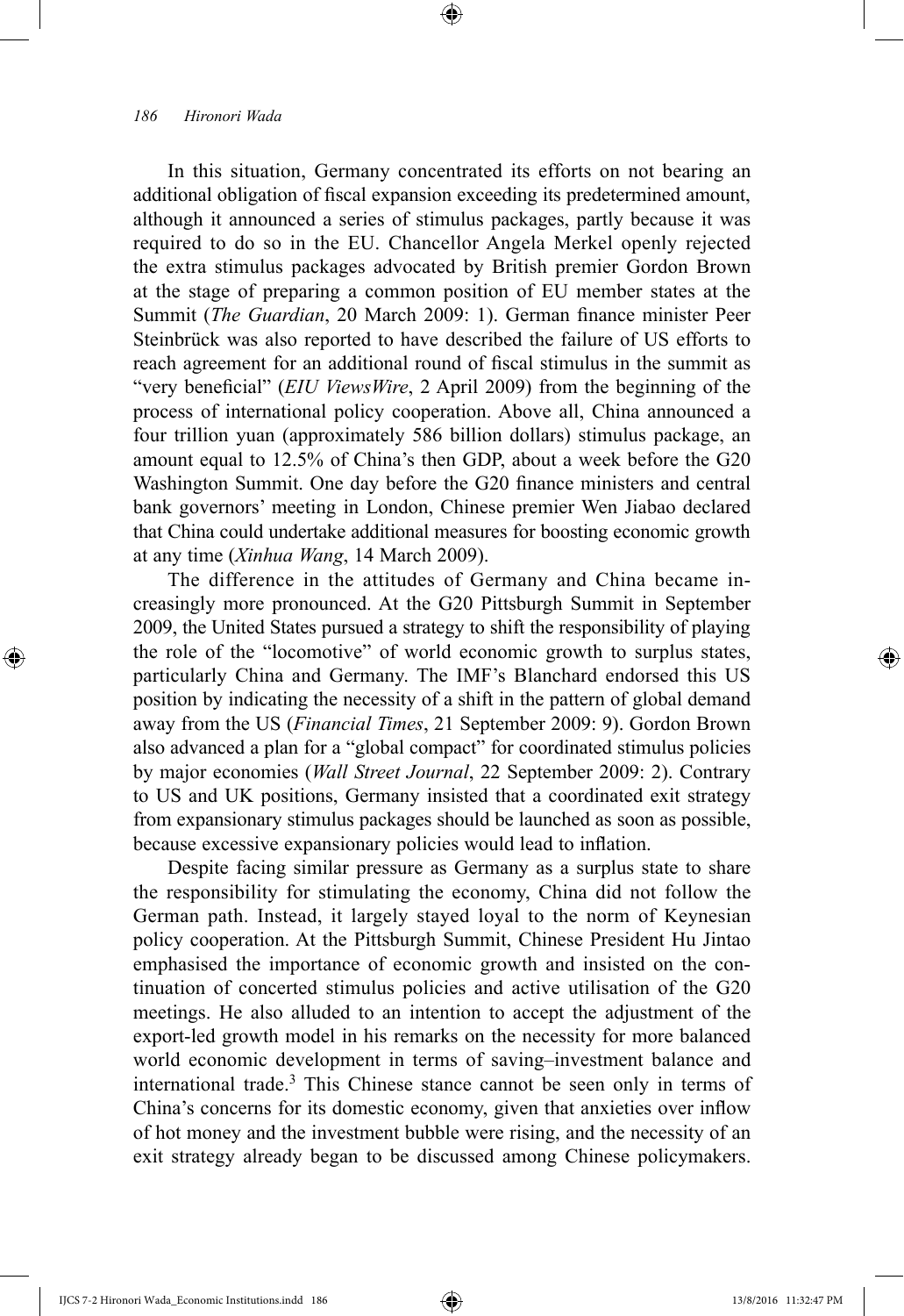In this situation, Germany concentrated its efforts on not bearing an additional obligation of fiscal expansion exceeding its predetermined amount, although it announced a series of stimulus packages, partly because it was required to do so in the EU. Chancellor Angela Merkel openly rejected the extra stimulus packages advocated by British premier Gordon Brown at the stage of preparing a common position of EU member states at the Summit (*The Guardian*, 20 March 2009: 1). German finance minister Peer Steinbrück was also reported to have described the failure of US efforts to reach agreement for an additional round of fiscal stimulus in the summit as "very beneficial" (*EIU ViewsWire*, 2 April 2009) from the beginning of the process of international policy cooperation. Above all, China announced a four trillion yuan (approximately 586 billion dollars) stimulus package, an amount equal to 12.5% of China's then GDP, about a week before the G20 Washington Summit. One day before the G20 finance ministers and central bank governors' meeting in London, Chinese premier Wen Jiabao declared that China could undertake additional measures for boosting economic growth at any time (*Xinhua Wang*, 14 March 2009).

The difference in the attitudes of Germany and China became increasingly more pronounced. At the G20 Pittsburgh Summit in September 2009, the United States pursued a strategy to shift the responsibility of playing the role of the "locomotive" of world economic growth to surplus states, particularly China and Germany. The IMF's Blanchard endorsed this US position by indicating the necessity of a shift in the pattern of global demand away from the US (*Financial Times*, 21 September 2009: 9). Gordon Brown also advanced a plan for a "global compact" for coordinated stimulus policies by major economies (*Wall Street Journal*, 22 September 2009: 2). Contrary to US and UK positions, Germany insisted that a coordinated exit strategy from expansionary stimulus packages should be launched as soon as possible, because excessive expansionary policies would lead to inflation.

Despite facing similar pressure as Germany as a surplus state to share the responsibility for stimulating the economy, China did not follow the German path. Instead, it largely stayed loyal to the norm of Keynesian policy cooperation. At the Pittsburgh Summit, Chinese President Hu Jintao emphasised the importance of economic growth and insisted on the continuation of concerted stimulus policies and active utilisation of the G20 meetings. He also alluded to an intention to accept the adjustment of the export-led growth model in his remarks on the necessity for more balanced world economic development in terms of saving–investment balance and international trade.[3] This Chinese stance cannot be seen only in terms of China's concerns for its domestic economy, given that anxieties over inflow of hot money and the investment bubble were rising, and the necessity of an exit strategy already began to be discussed among Chinese policymakers.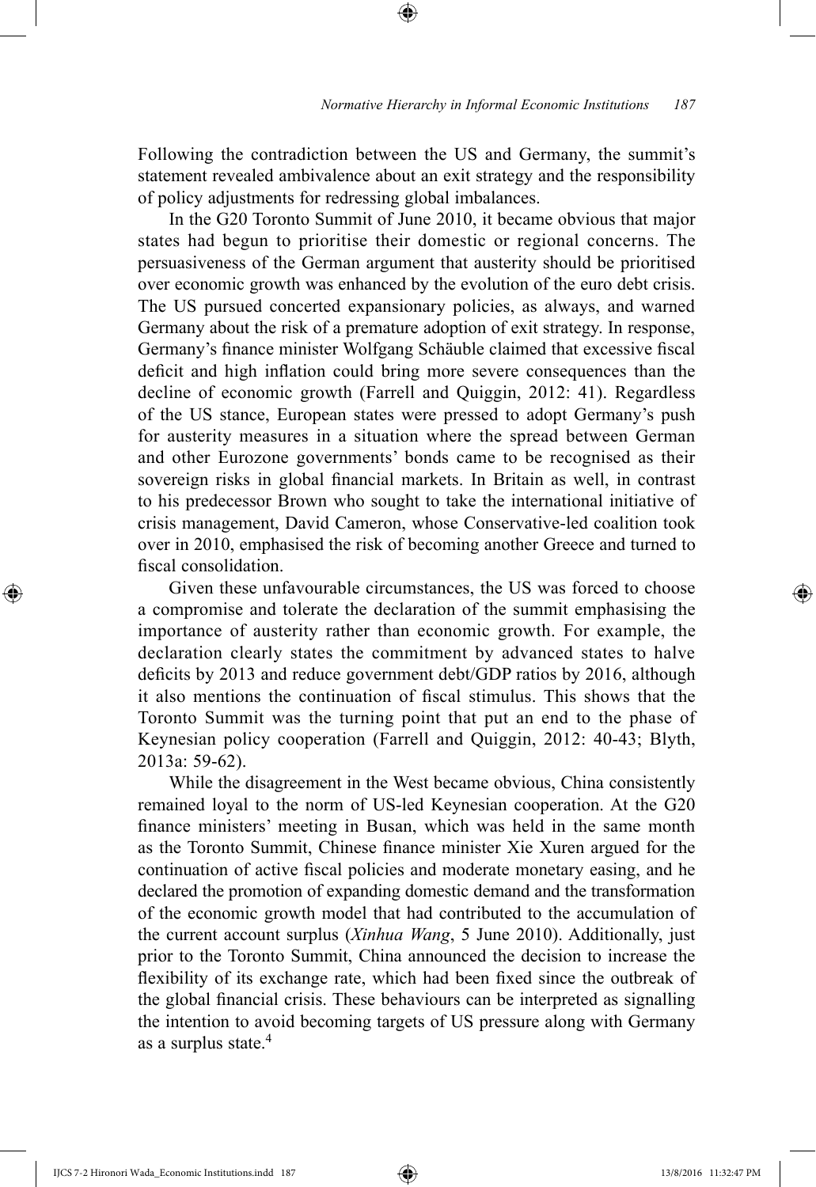Following the contradiction between the US and Germany, the summit's statement revealed ambivalence about an exit strategy and the responsibility of policy adjustments for redressing global imbalances.

In the G20 Toronto Summit of June 2010, it became obvious that major states had begun to prioritise their domestic or regional concerns. The persuasiveness of the German argument that austerity should be prioritised over economic growth was enhanced by the evolution of the euro debt crisis. The US pursued concerted expansionary policies, as always, and warned Germany about the risk of a premature adoption of exit strategy. In response, Germany's finance minister Wolfgang Schäuble claimed that excessive fiscal deficit and high inflation could bring more severe consequences than the decline of economic growth (Farrell and Quiggin, 2012: 41). Regardless of the US stance, European states were pressed to adopt Germany's push for austerity measures in a situation where the spread between German and other Eurozone governments' bonds came to be recognised as their sovereign risks in global financial markets. In Britain as well, in contrast to his predecessor Brown who sought to take the international initiative of crisis management, David Cameron, whose Conservative-led coalition took over in 2010, emphasised the risk of becoming another Greece and turned to fiscal consolidation.

Given these unfavourable circumstances, the US was forced to choose a compromise and tolerate the declaration of the summit emphasising the importance of austerity rather than economic growth. For example, the declaration clearly states the commitment by advanced states to halve deficits by 2013 and reduce government debt/GDP ratios by 2016, although it also mentions the continuation of fiscal stimulus. This shows that the Toronto Summit was the turning point that put an end to the phase of Keynesian policy cooperation (Farrell and Quiggin, 2012: 40-43; Blyth, 2013a: 59-62).

While the disagreement in the West became obvious, China consistently remained loyal to the norm of US-led Keynesian cooperation. At the G20 finance ministers' meeting in Busan, which was held in the same month as the Toronto Summit, Chinese finance minister Xie Xuren argued for the continuation of active fiscal policies and moderate monetary easing, and he declared the promotion of expanding domestic demand and the transformation of the economic growth model that had contributed to the accumulation of the current account surplus (*Xinhua Wang*, 5 June 2010). Additionally, just prior to the Toronto Summit, China announced the decision to increase the flexibility of its exchange rate, which had been fixed since the outbreak of the global financial crisis. These behaviours can be interpreted as signalling the intention to avoid becoming targets of US pressure along with Germany as a surplus state.[4]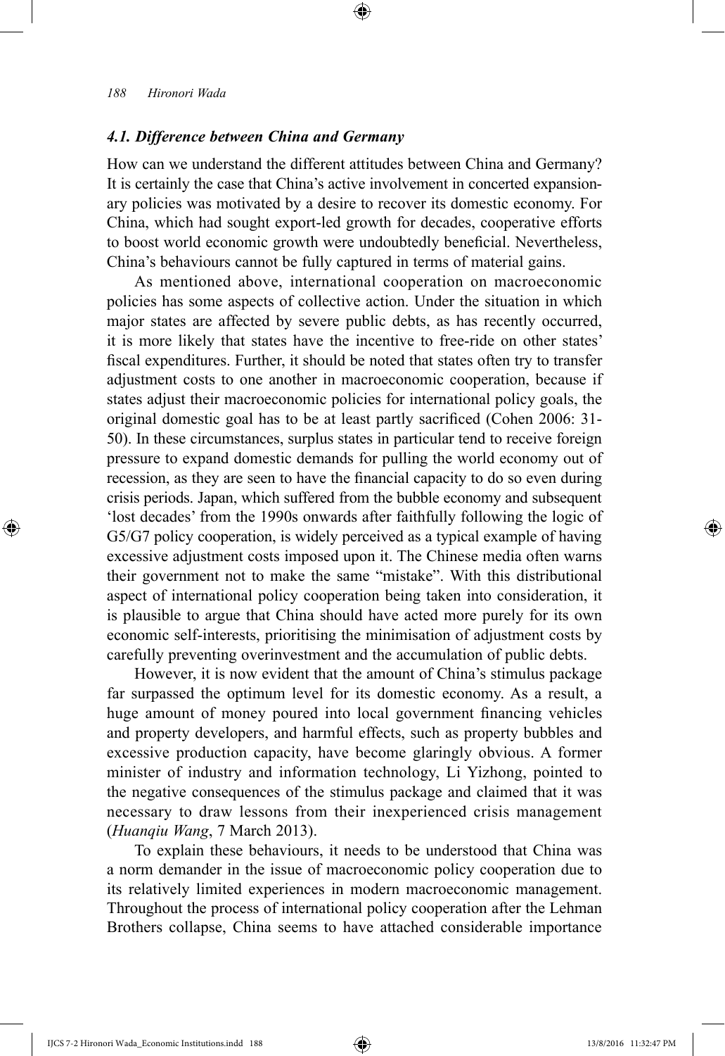### *4.1. Difference between China and Germany*

How can we understand the different attitudes between China and Germany? It is certainly the case that China's active involvement in concerted expansionary policies was motivated by a desire to recover its domestic economy. For China, which had sought export-led growth for decades, cooperative efforts to boost world economic growth were undoubtedly beneficial. Nevertheless, China's behaviours cannot be fully captured in terms of material gains.

As mentioned above, international cooperation on macroeconomic policies has some aspects of collective action. Under the situation in which major states are affected by severe public debts, as has recently occurred, it is more likely that states have the incentive to free-ride on other states' fiscal expenditures. Further, it should be noted that states often try to transfer adjustment costs to one another in macroeconomic cooperation, because if states adjust their macroeconomic policies for international policy goals, the original domestic goal has to be at least partly sacrificed (Cohen 2006: 31-50). In these circumstances, surplus states in particular tend to receive foreign pressure to expand domestic demands for pulling the world economy out of recession, as they are seen to have the financial capacity to do so even during crisis periods. Japan, which suffered from the bubble economy and subsequent 'lost decades' from the 1990s onwards after faithfully following the logic of G5/G7 policy cooperation, is widely perceived as a typical example of having excessive adjustment costs imposed upon it. The Chinese media often warns their government not to make the same "mistake". With this distributional aspect of international policy cooperation being taken into consideration, it is plausible to argue that China should have acted more purely for its own economic self-interests, prioritising the minimisation of adjustment costs by carefully preventing overinvestment and the accumulation of public debts.

However, it is now evident that the amount of China's stimulus package far surpassed the optimum level for its domestic economy. As a result, a huge amount of money poured into local government financing vehicles and property developers, and harmful effects, such as property bubbles and excessive production capacity, have become glaringly obvious. A former minister of industry and information technology, Li Yizhong, pointed to the negative consequences of the stimulus package and claimed that it was necessary to draw lessons from their inexperienced crisis management (*Huanqiu Wang*, 7 March 2013).

To explain these behaviours, it needs to be understood that China was a norm demander in the issue of macroeconomic policy cooperation due to its relatively limited experiences in modern macroeconomic management. Throughout the process of international policy cooperation after the Lehman Brothers collapse, China seems to have attached considerable importance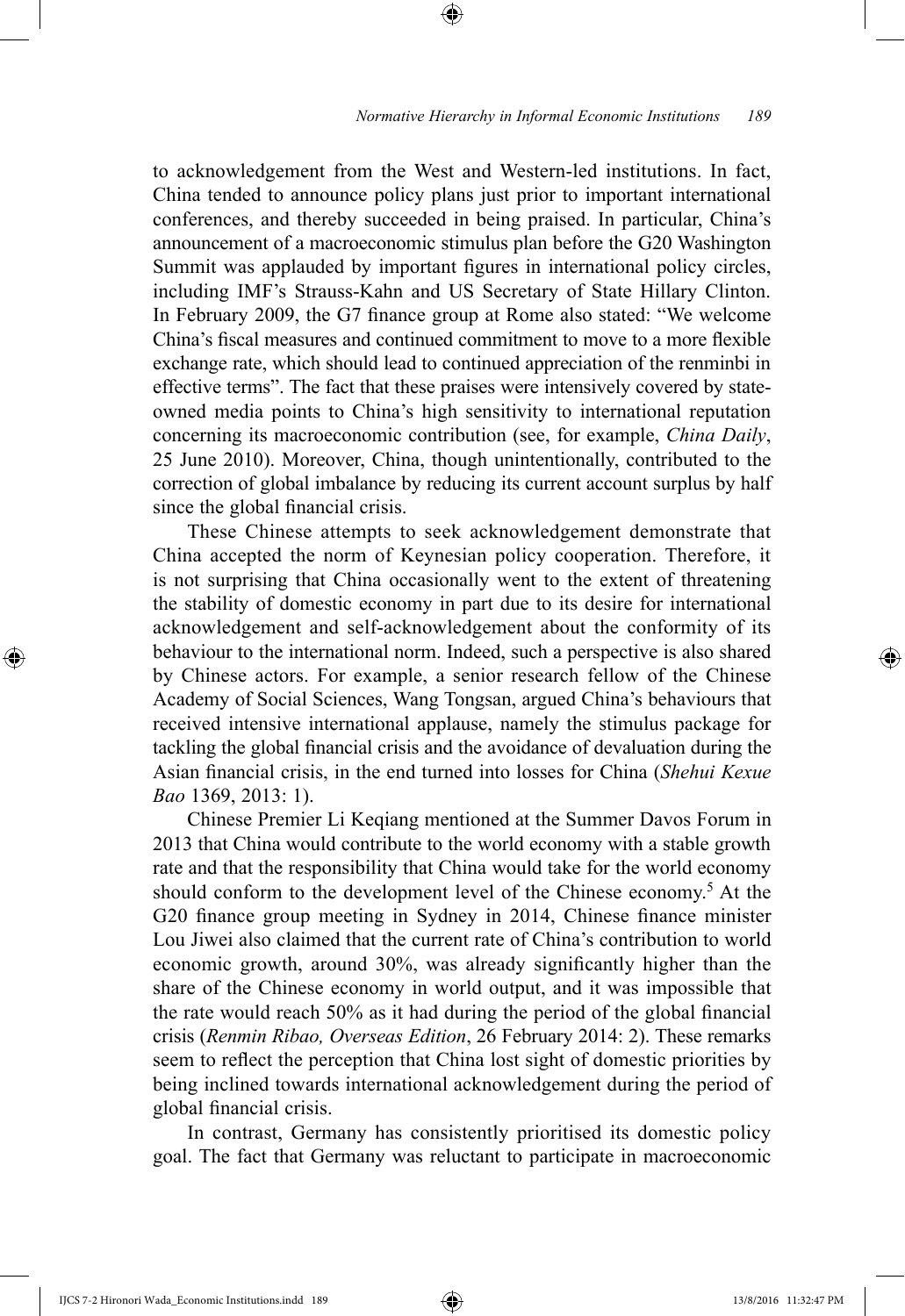to acknowledgement from the West and Western-led institutions. In fact, China tended to announce policy plans just prior to important international conferences, and thereby succeeded in being praised. In particular, China's announcement of a macroeconomic stimulus plan before the G20 Washington Summit was applauded by important figures in international policy circles, including IMF's Strauss-Kahn and US Secretary of State Hillary Clinton. In February 2009, the G7 finance group at Rome also stated: "We welcome China's fiscal measures and continued commitment to move to a more flexible exchange rate, which should lead to continued appreciation of the renminbi in effective terms". The fact that these praises were intensively covered by state-owned media points to China's high sensitivity to international reputation concerning its macroeconomic contribution (see, for example, *China Daily*, 25 June 2010). Moreover, China, though unintentionally, contributed to the correction of global imbalance by reducing its current account surplus by half since the global financial crisis.

These Chinese attempts to seek acknowledgement demonstrate that China accepted the norm of Keynesian policy cooperation. Therefore, it is not surprising that China occasionally went to the extent of threatening the stability of domestic economy in part due to its desire for international acknowledgement and self-acknowledgement about the conformity of its behaviour to the international norm. Indeed, such a perspective is also shared by Chinese actors. For example, a senior research fellow of the Chinese Academy of Social Sciences, Wang Tongsan, argued China's behaviours that received intensive international applause, namely the stimulus package for tackling the global financial crisis and the avoidance of devaluation during the Asian financial crisis, in the end turned into losses for China (*Shehui Kexue Bao* 1369, 2013: 1).

Chinese Premier Li Keqiang mentioned at the Summer Davos Forum in 2013 that China would contribute to the world economy with a stable growth rate and that the responsibility that China would take for the world economy should conform to the development level of the Chinese economy.[5] At the G20 finance group meeting in Sydney in 2014, Chinese finance minister Lou Jiwei also claimed that the current rate of China's contribution to world economic growth, around 30%, was already significantly higher than the share of the Chinese economy in world output, and it was impossible that the rate would reach 50% as it had during the period of the global financial crisis (*Renmin Ribao, Overseas Edition*, 26 February 2014: 2). These remarks seem to reflect the perception that China lost sight of domestic priorities by being inclined towards international acknowledgement during the period of global financial crisis.

In contrast, Germany has consistently prioritised its domestic policy goal. The fact that Germany was reluctant to participate in macroeconomic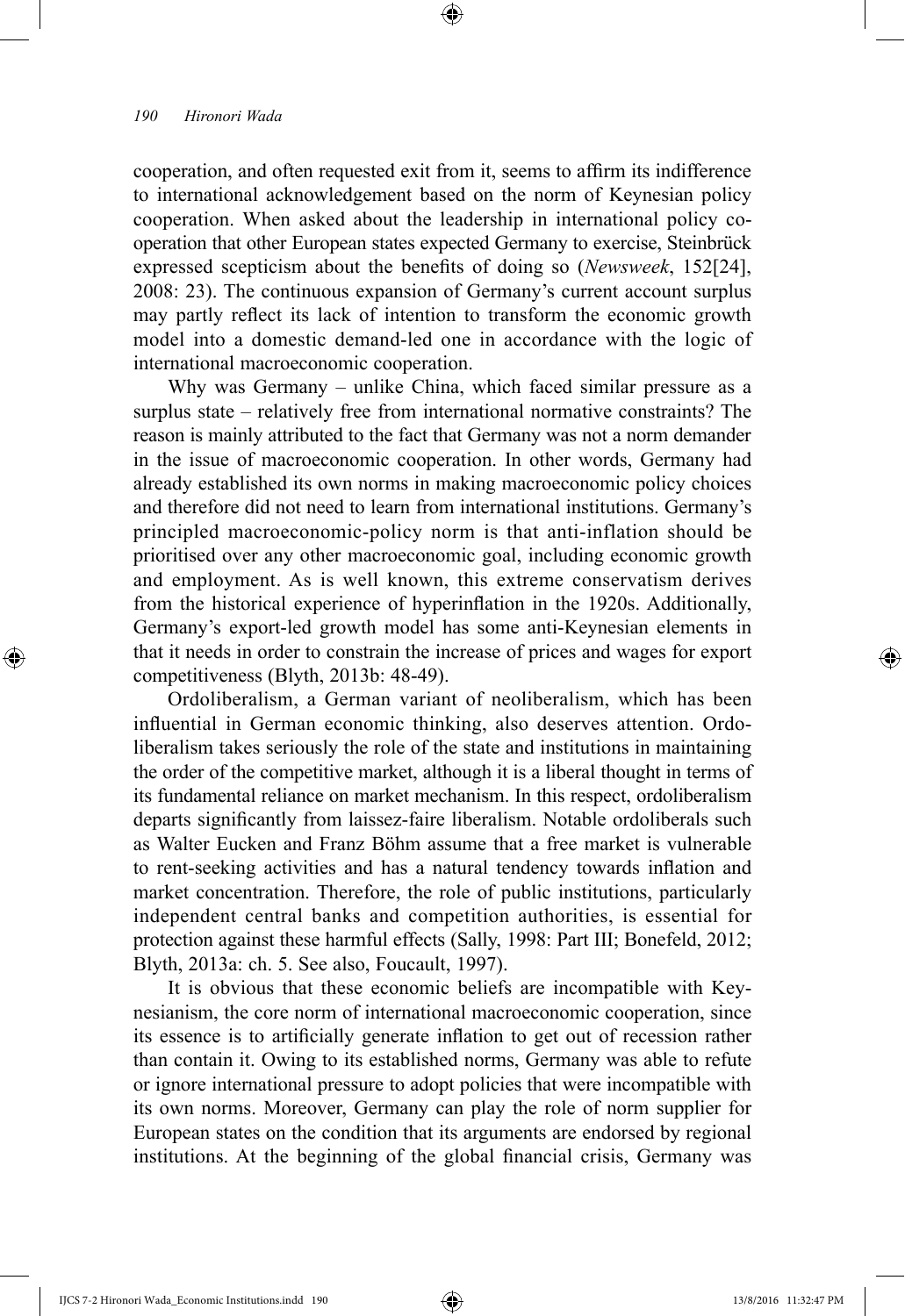cooperation, and often requested exit from it, seems to affirm its indifference to international acknowledgement based on the norm of Keynesian policy cooperation. When asked about the leadership in international policy co-operation that other European states expected Germany to exercise, Steinbrück expressed scepticism about the benefits of doing so (*Newsweek*, 152[24], 2008: 23). The continuous expansion of Germany's current account surplus may partly reflect its lack of intention to transform the economic growth model into a domestic demand-led one in accordance with the logic of international macroeconomic cooperation.

Why was Germany – unlike China, which faced similar pressure as a surplus state – relatively free from international normative constraints? The reason is mainly attributed to the fact that Germany was not a norm demander in the issue of macroeconomic cooperation. In other words, Germany had already established its own norms in making macroeconomic policy choices and therefore did not need to learn from international institutions. Germany's principled macroeconomic-policy norm is that anti-inflation should be prioritised over any other macroeconomic goal, including economic growth and employment. As is well known, this extreme conservatism derives from the historical experience of hyperinflation in the 1920s. Additionally, Germany's export-led growth model has some anti-Keynesian elements in that it needs in order to constrain the increase of prices and wages for export competitiveness (Blyth, 2013b: 48-49).

Ordoliberalism, a German variant of neoliberalism, which has been influential in German economic thinking, also deserves attention. Ordoliberalism takes seriously the role of the state and institutions in maintaining the order of the competitive market, although it is a liberal thought in terms of its fundamental reliance on market mechanism. In this respect, ordoliberalism departs significantly from laissez-faire liberalism. Notable ordoliberals such as Walter Eucken and Franz Böhm assume that a free market is vulnerable to rent-seeking activities and has a natural tendency towards inflation and market concentration. Therefore, the role of public institutions, particularly independent central banks and competition authorities, is essential for protection against these harmful effects (Sally, 1998: Part III; Bonefeld, 2012; Blyth, 2013a: ch. 5. See also, Foucault, 1997).

It is obvious that these economic beliefs are incompatible with Keynesianism, the core norm of international macroeconomic cooperation, since its essence is to artificially generate inflation to get out of recession rather than contain it. Owing to its established norms, Germany was able to refute or ignore international pressure to adopt policies that were incompatible with its own norms. Moreover, Germany can play the role of norm supplier for European states on the condition that its arguments are endorsed by regional institutions. At the beginning of the global financial crisis, Germany was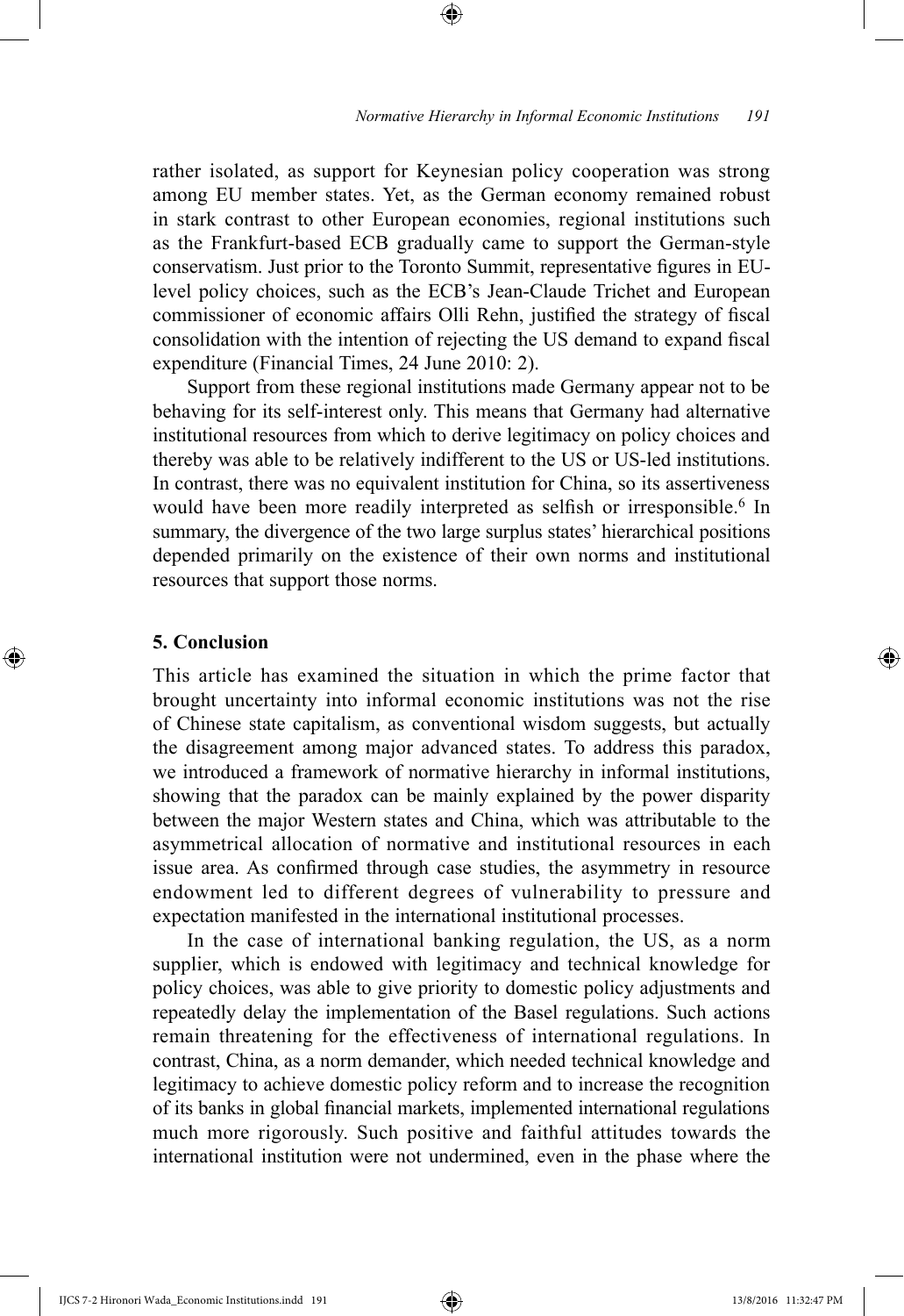rather isolated, as support for Keynesian policy cooperation was strong among EU member states. Yet, as the German economy remained robust in stark contrast to other European economies, regional institutions such as the Frankfurt-based ECB gradually came to support the German-style conservatism. Just prior to the Toronto Summit, representative figures in EU-level policy choices, such as the ECB's Jean-Claude Trichet and European commissioner of economic affairs Olli Rehn, justified the strategy of fiscal consolidation with the intention of rejecting the US demand to expand fiscal expenditure (Financial Times, 24 June 2010: 2).

Support from these regional institutions made Germany appear not to be behaving for its self-interest only. This means that Germany had alternative institutional resources from which to derive legitimacy on policy choices and thereby was able to be relatively indifferent to the US or US-led institutions. In contrast, there was no equivalent institution for China, so its assertiveness would have been more readily interpreted as selfish or irresponsible.[6] In summary, the divergence of the two large surplus states' hierarchical positions depended primarily on the existence of their own norms and institutional resources that support those norms.

## 5. Conclusion

This article has examined the situation in which the prime factor that brought uncertainty into informal economic institutions was not the rise of Chinese state capitalism, as conventional wisdom suggests, but actually the disagreement among major advanced states. To address this paradox, we introduced a framework of normative hierarchy in informal institutions, showing that the paradox can be mainly explained by the power disparity between the major Western states and China, which was attributable to the asymmetrical allocation of normative and institutional resources in each issue area. As confirmed through case studies, the asymmetry in resource endowment led to different degrees of vulnerability to pressure and expectation manifested in the international institutional processes.

In the case of international banking regulation, the US, as a norm supplier, which is endowed with legitimacy and technical knowledge for policy choices, was able to give priority to domestic policy adjustments and repeatedly delay the implementation of the Basel regulations. Such actions remain threatening for the effectiveness of international regulations. In contrast, China, as a norm demander, which needed technical knowledge and legitimacy to achieve domestic policy reform and to increase the recognition of its banks in global financial markets, implemented international regulations much more rigorously. Such positive and faithful attitudes towards the international institution were not undermined, even in the phase where the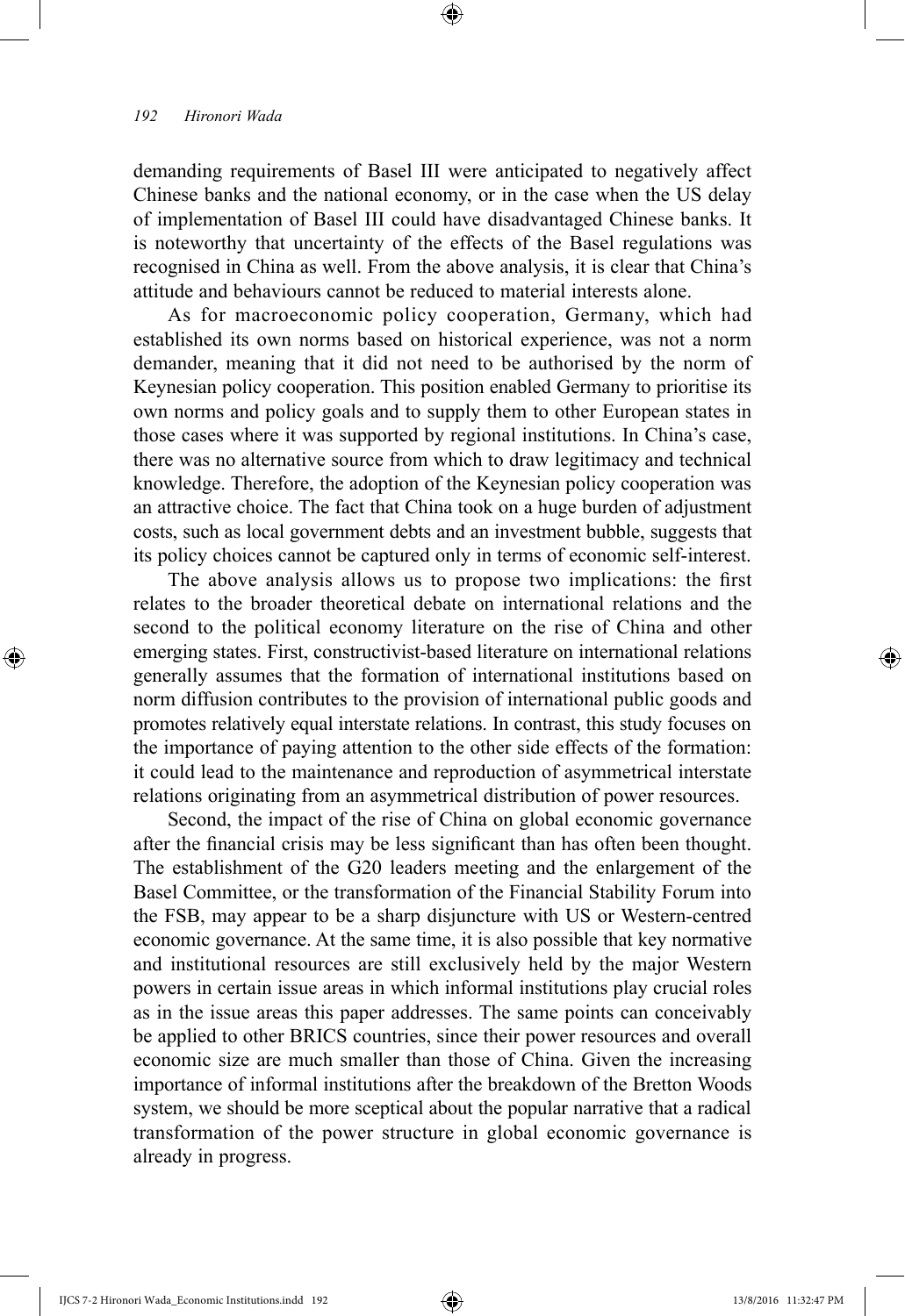demanding requirements of Basel III were anticipated to negatively affect Chinese banks and the national economy, or in the case when the US delay of implementation of Basel III could have disadvantaged Chinese banks. It is noteworthy that uncertainty of the effects of the Basel regulations was recognised in China as well. From the above analysis, it is clear that China's attitude and behaviours cannot be reduced to material interests alone.

As for macroeconomic policy cooperation, Germany, which had established its own norms based on historical experience, was not a norm demander, meaning that it did not need to be authorised by the norm of Keynesian policy cooperation. This position enabled Germany to prioritise its own norms and policy goals and to supply them to other European states in those cases where it was supported by regional institutions. In China's case, there was no alternative source from which to draw legitimacy and technical knowledge. Therefore, the adoption of the Keynesian policy cooperation was an attractive choice. The fact that China took on a huge burden of adjustment costs, such as local government debts and an investment bubble, suggests that its policy choices cannot be captured only in terms of economic self-interest.

The above analysis allows us to propose two implications: the first relates to the broader theoretical debate on international relations and the second to the political economy literature on the rise of China and other emerging states. First, constructivist-based literature on international relations generally assumes that the formation of international institutions based on norm diffusion contributes to the provision of international public goods and promotes relatively equal interstate relations. In contrast, this study focuses on the importance of paying attention to the other side effects of the formation: it could lead to the maintenance and reproduction of asymmetrical interstate relations originating from an asymmetrical distribution of power resources.

Second, the impact of the rise of China on global economic governance after the financial crisis may be less significant than has often been thought. The establishment of the G20 leaders meeting and the enlargement of the Basel Committee, or the transformation of the Financial Stability Forum into the FSB, may appear to be a sharp disjuncture with US or Western-centred economic governance. At the same time, it is also possible that key normative and institutional resources are still exclusively held by the major Western powers in certain issue areas in which informal institutions play crucial roles as in the issue areas this paper addresses. The same points can conceivably be applied to other BRICS countries, since their power resources and overall economic size are much smaller than those of China. Given the increasing importance of informal institutions after the breakdown of the Bretton Woods system, we should be more sceptical about the popular narrative that a radical transformation of the power structure in global economic governance is already in progress.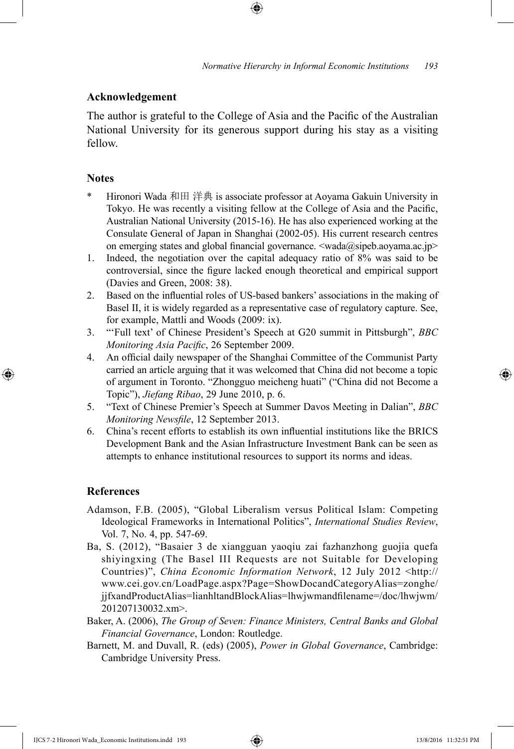## Acknowledgement

The author is grateful to the College of Asia and the Pacific of the Australian National University for its generous support during his stay as a visiting fellow.

## Notes

\* Hironori Wada 和田 洋典 is associate professor at Aoyama Gakuin University in Tokyo. He was recently a visiting fellow at the College of Asia and the Pacific, Australian National University (2015-16). He has also experienced working at the Consulate General of Japan in Shanghai (2002-05). His current research centres on emerging states and global financial governance. <wada@sipeb.aoyama.ac.jp>

1. Indeed, the negotiation over the capital adequacy ratio of 8% was said to be controversial, since the figure lacked enough theoretical and empirical support (Davies and Green, 2008: 38).
2. Based on the influential roles of US-based bankers' associations in the making of Basel II, it is widely regarded as a representative case of regulatory capture. See, for example, Mattli and Woods (2009: ix).
3. "'Full text' of Chinese President's Speech at G20 summit in Pittsburgh", *BBC Monitoring Asia Pacific*, 26 September 2009.
4. An official daily newspaper of the Shanghai Committee of the Communist Party carried an article arguing that it was welcomed that China did not become a topic of argument in Toronto. "Zhongguo meicheng huati" ("China did not Become a Topic"), *Jiefang Ribao*, 29 June 2010, p. 6.
5. "Text of Chinese Premier's Speech at Summer Davos Meeting in Dalian", *BBC Monitoring Newsfile*, 12 September 2013.
6. China's recent efforts to establish its own influential institutions like the BRICS Development Bank and the Asian Infrastructure Investment Bank can be seen as attempts to enhance institutional resources to support its norms and ideas.

## References

Adamson, F.B. (2005), "Global Liberalism versus Political Islam: Competing Ideological Frameworks in International Politics", *International Studies Review*, Vol. 7, No. 4, pp. 547-69.

Ba, S. (2012), "Basaier 3 de xiangguan yaoqiu zai fazhanzhong guojia quefa shiyingxing (The Basel III Requests are not Suitable for Developing Countries)", *China Economic Information Network*, 12 July 2012 <http://www.cei.gov.cn/LoadPage.aspx?Page=ShowDocandCategoryAlias=zonghe/jjfxandProductAlias=lianhltandBlockAlias=lhwjwmandfilename=/doc/lhwjwm/201207130032.xm>.

Baker, A. (2006), *The Group of Seven: Finance Ministers, Central Banks and Global Financial Governance*, London: Routledge.

Barnett, M. and Duvall, R. (eds) (2005), *Power in Global Governance*, Cambridge: Cambridge University Press.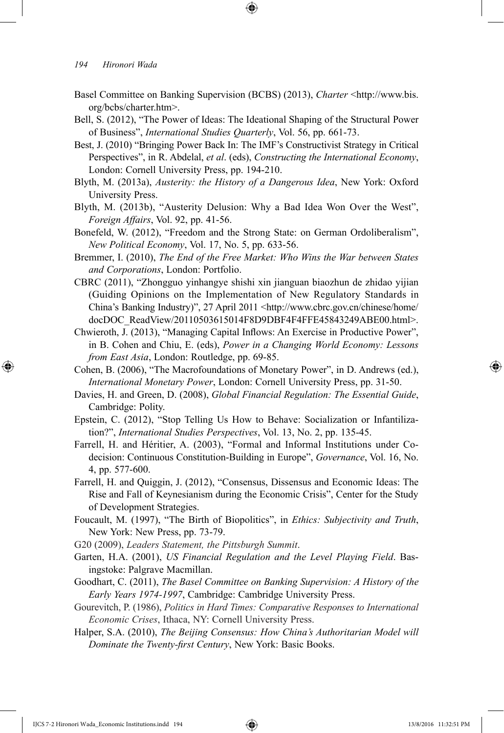Basel Committee on Banking Supervision (BCBS) (2013), *Charter* <http://www.bis.org/bcbs/charter.htm>.

Bell, S. (2012), "The Power of Ideas: The Ideational Shaping of the Structural Power of Business", *International Studies Quarterly*, Vol. 56, pp. 661-73.

Best, J. (2010) "Bringing Power Back In: The IMF's Constructivist Strategy in Critical Perspectives", in R. Abdelal, *et al*. (eds), *Constructing the International Economy*, London: Cornell University Press, pp. 194-210.

Blyth, M. (2013a), *Austerity: the History of a Dangerous Idea*, New York: Oxford University Press.

Blyth, M. (2013b), "Austerity Delusion: Why a Bad Idea Won Over the West", *Foreign Affairs*, Vol. 92, pp. 41-56.

Bonefeld, W. (2012), "Freedom and the Strong State: on German Ordoliberalism", *New Political Economy*, Vol. 17, No. 5, pp. 633-56.

Bremmer, I. (2010), *The End of the Free Market: Who Wins the War between States and Corporations*, London: Portfolio.

CBRC (2011), "Zhongguo yinhangye shishi xin jianguan biaozhun de zhidao yijian (Guiding Opinions on the Implementation of New Regulatory Standards in China's Banking Industry)", 27 April 2011 <http://www.cbrc.gov.cn/chinese/home/docDOC_ReadView/20110503615014F8D9DBF4F4FFE45843249ABE00.html>.

Chwieroth, J. (2013), "Managing Capital Inflows: An Exercise in Productive Power", in B. Cohen and Chiu, E. (eds), *Power in a Changing World Economy: Lessons from East Asia*, London: Routledge, pp. 69-85.

Cohen, B. (2006), "The Macrofoundations of Monetary Power", in D. Andrews (ed.), *International Monetary Power*, London: Cornell University Press, pp. 31-50.

Davies, H. and Green, D. (2008), *Global Financial Regulation: The Essential Guide*, Cambridge: Polity.

Epstein, C. (2012), "Stop Telling Us How to Behave: Socialization or Infantilization?", *International Studies Perspectives*, Vol. 13, No. 2, pp. 135-45.

Farrell, H. and Héritier, A. (2003), "Formal and Informal Institutions under Co-decision: Continuous Constitution-Building in Europe", *Governance*, Vol. 16, No. 4, pp. 577-600.

Farrell, H. and Quiggin, J. (2012), "Consensus, Dissensus and Economic Ideas: The Rise and Fall of Keynesianism during the Economic Crisis", Center for the Study of Development Strategies.

Foucault, M. (1997), "The Birth of Biopolitics", in *Ethics: Subjectivity and Truth*, New York: New Press, pp. 73-79.

G20 (2009), *Leaders Statement, the Pittsburgh Summit*.

Garten, H.A. (2001), *US Financial Regulation and the Level Playing Field*. Basingstoke: Palgrave Macmillan.

Goodhart, C. (2011), *The Basel Committee on Banking Supervision: A History of the Early Years 1974-1997*, Cambridge: Cambridge University Press.

Gourevitch, P. (1986), *Politics in Hard Times: Comparative Responses to International Economic Crises*, Ithaca, NY: Cornell University Press.

Halper, S.A. (2010), *The Beijing Consensus: How China's Authoritarian Model will Dominate the Twenty-first Century*, New York: Basic Books.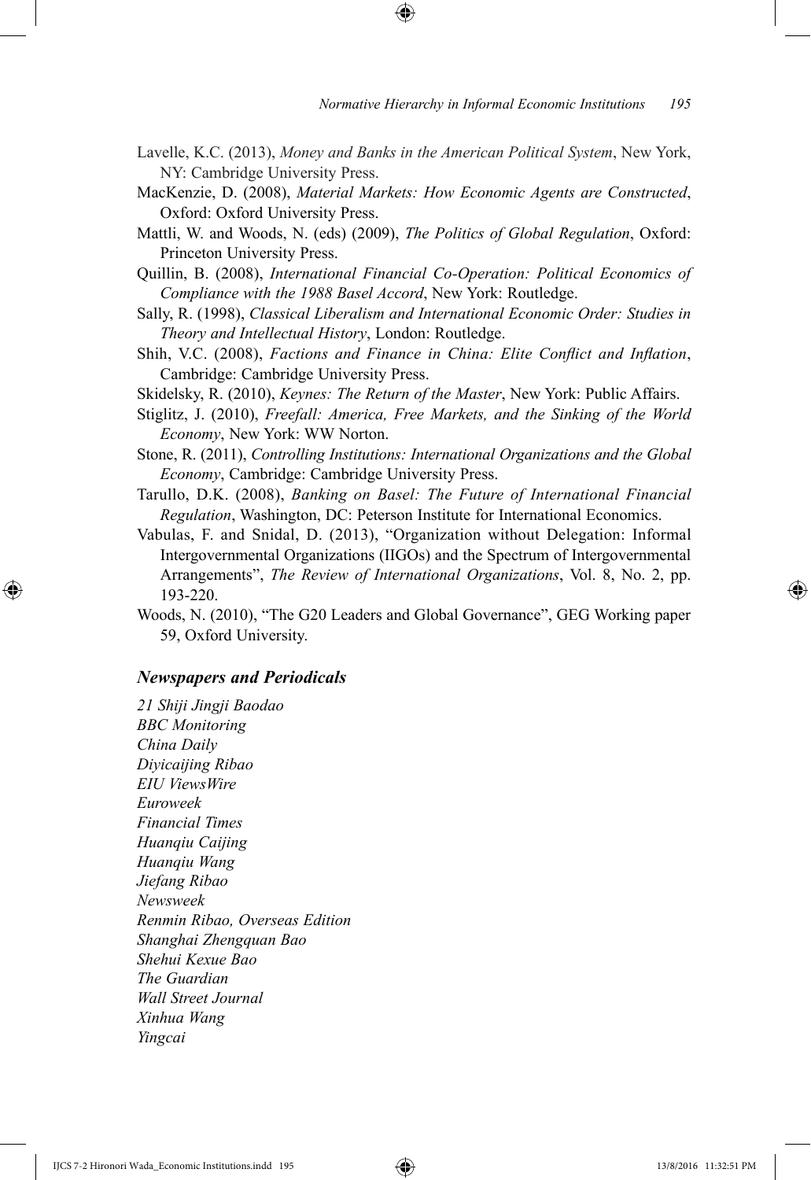Lavelle, K.C. (2013), *Money and Banks in the American Political System*, New York, NY: Cambridge University Press.

MacKenzie, D. (2008), *Material Markets: How Economic Agents are Constructed*, Oxford: Oxford University Press.

Mattli, W. and Woods, N. (eds) (2009), *The Politics of Global Regulation*, Oxford: Princeton University Press.

Quillin, B. (2008), *International Financial Co-Operation: Political Economics of Compliance with the 1988 Basel Accord*, New York: Routledge.

Sally, R. (1998), *Classical Liberalism and International Economic Order: Studies in Theory and Intellectual History*, London: Routledge.

Shih, V.C. (2008), *Factions and Finance in China: Elite Conflict and Inflation*, Cambridge: Cambridge University Press.

Skidelsky, R. (2010), *Keynes: The Return of the Master*, New York: Public Affairs.

Stiglitz, J. (2010), *Freefall: America, Free Markets, and the Sinking of the World Economy*, New York: WW Norton.

Stone, R. (2011), *Controlling Institutions: International Organizations and the Global Economy*, Cambridge: Cambridge University Press.

Tarullo, D.K. (2008), *Banking on Basel: The Future of International Financial Regulation*, Washington, DC: Peterson Institute for International Economics.

Vabulas, F. and Snidal, D. (2013), "Organization without Delegation: Informal Intergovernmental Organizations (IIGOs) and the Spectrum of Intergovernmental Arrangements", *The Review of International Organizations*, Vol. 8, No. 2, pp. 193-220.

Woods, N. (2010), "The G20 Leaders and Global Governance", GEG Working paper 59, Oxford University.

### *Newspapers and Periodicals*

*21 Shiji Jingji Baodao*
*BBC Monitoring*
*China Daily*
*Diyicaijing Ribao*
*EIU ViewsWire*
*Euroweek*
*Financial Times*
*Huanqiu Caijing*
*Huanqiu Wang*
*Jiefang Ribao*
*Newsweek*
*Renmin Ribao, Overseas Edition*
*Shanghai Zhengquan Bao*
*Shehui Kexue Bao*
*The Guardian*
*Wall Street Journal*
*Xinhua Wang*
*Yingcai*